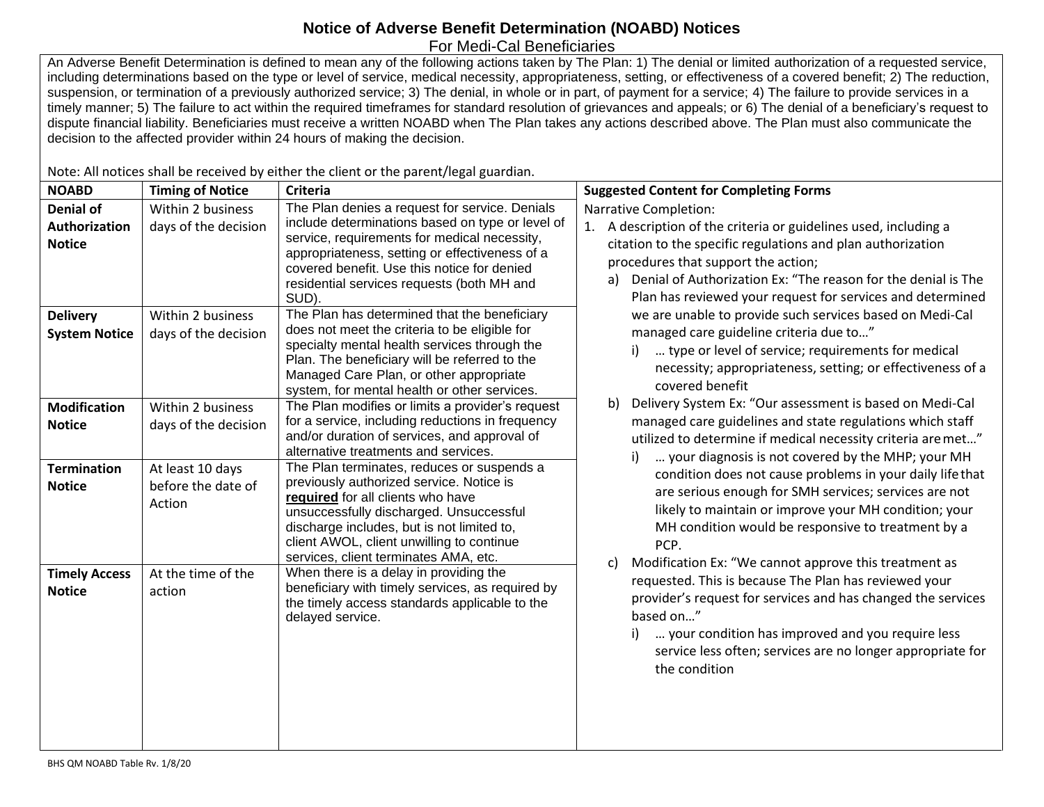# Notice of Adverse Benefit Determination (NOABD) Notices

For Medi-Cal Beneficiaries

An Adverse Benefit Determination is defined to mean any of the following actions taken by The Plan: 1) The denial or limited authorization of a requested service, including determinations based on the type or level of service, medical necessity, appropriateness, setting, or effectiveness of a covered benefit; 2) The reduction, suspension, or termination of a previously authorized service; 3) The denial, in whole or in part, of payment for a service; 4) The failure to provide services in a timely manner; 5) The failure to act within the required timeframes for standard resolution of grievances and appeals; or 6) The denial of a beneficiary's request to dispute financial liability. Beneficiaries must receive a written NOABD when The Plan takes any actions described above. The Plan must also communicate the decision to the affected provider within 24 hours of making the decision.

Note: All notices shall be received by either the client or the parent/legal guardian.

| NOABD | Timing of Notice | Criteria | Suggested Content for Completing Forms |
|---|---|---|---|
| **Denial of Authorization Notice** | Within 2 business days of the decision | The Plan denies a request for service. Denials include determinations based on type or level of service, requirements for medical necessity, appropriateness, setting or effectiveness of a covered benefit. Use this notice for denied residential services requests (both MH and SUD). | Narrative Completion:<br>1. A description of the criteria or guidelines used, including a citation to the specific regulations and plan authorization procedures that support the action;<br>a) Denial of Authorization Ex: "The reason for the denial is The Plan has reviewed your request for services and determined we are unable to provide such services based on Medi-Cal managed care guideline criteria due to…"<br>i) … type or level of service; requirements for medical necessity; appropriateness, setting; or effectiveness of a covered benefit<br>b) Delivery System Ex: "Our assessment is based on Medi-Cal managed care guidelines and state regulations which staff utilized to determine if medical necessity criteria are met…"<br>i) … your diagnosis is not covered by the MHP; your MH condition does not cause problems in your daily life that are serious enough for SMH services; services are not likely to maintain or improve your MH condition; your MH condition would be responsive to treatment by a PCP.<br>c) Modification Ex: "We cannot approve this treatment as requested. This is because The Plan has reviewed your provider's request for services and has changed the services based on…"<br>i) … your condition has improved and you require less service less often; services are no longer appropriate for the condition |
| **Delivery System Notice** | Within 2 business days of the decision | The Plan has determined that the beneficiary does not meet the criteria to be eligible for specialty mental health services through the Plan. The beneficiary will be referred to the Managed Care Plan, or other appropriate system, for mental health or other services. | |
| **Modification Notice** | Within 2 business days of the decision | The Plan modifies or limits a provider's request for a service, including reductions in frequency and/or duration of services, and approval of alternative treatments and services. | |
| **Termination Notice** | At least 10 days before the date of Action | The Plan terminates, reduces or suspends a previously authorized service. Notice is **required** for all clients who have unsuccessfully discharged. Unsuccessful discharge includes, but is not limited to, client AWOL, client unwilling to continue services, client terminates AMA, etc. | |
| **Timely Access Notice** | At the time of the action | When there is a delay in providing the beneficiary with timely services, as required by the timely access standards applicable to the delayed service. | |

BHS QM NOABD Table Rv. 1/8/20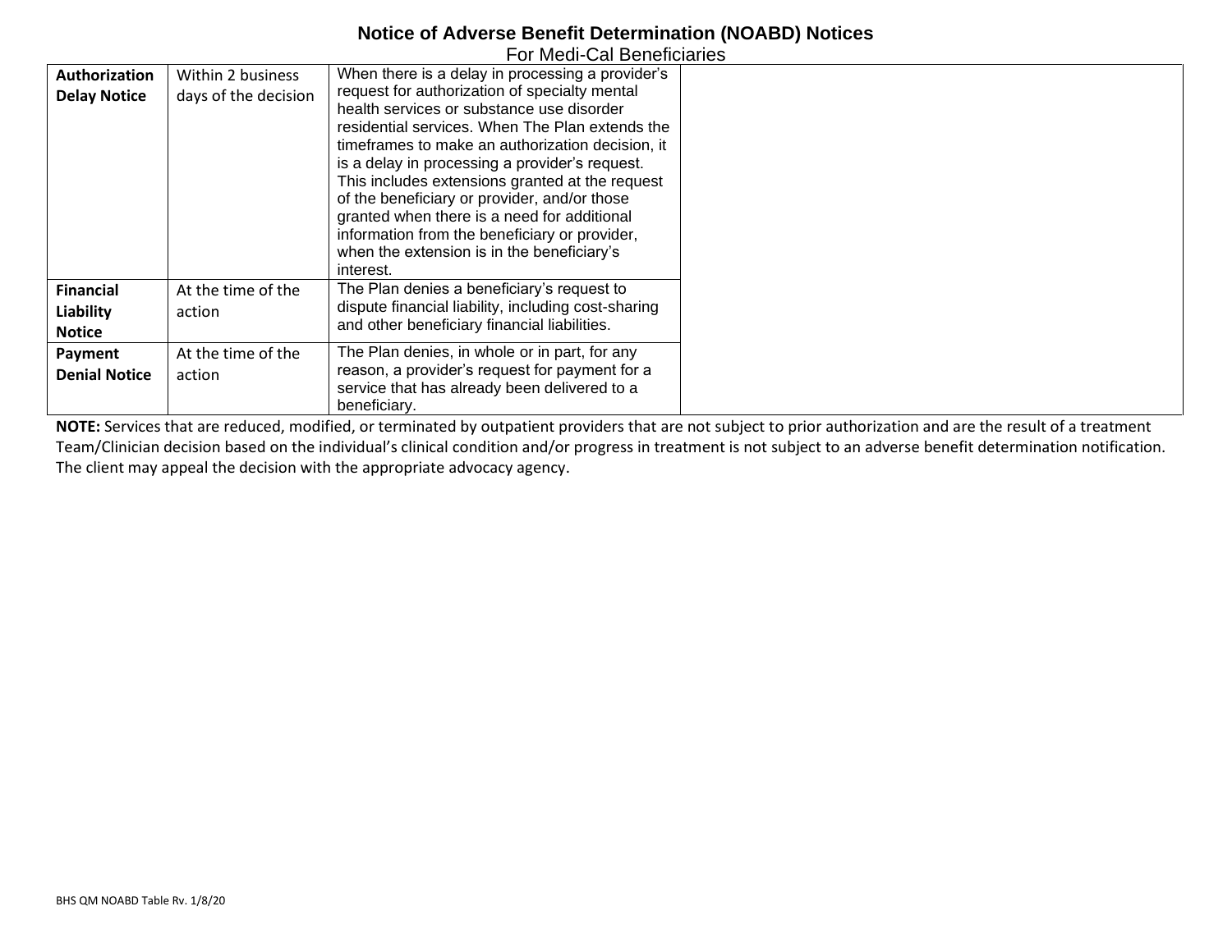# Notice of Adverse Benefit Determination (NOABD) Notices

For Medi-Cal Beneficiaries

| | | | |
|---|---|---|---|
| **Authorization Delay Notice** | Within 2 business days of the decision | When there is a delay in processing a provider's request for authorization of specialty mental health services or substance use disorder residential services. When The Plan extends the timeframes to make an authorization decision, it is a delay in processing a provider's request. This includes extensions granted at the request of the beneficiary or provider, and/or those granted when there is a need for additional information from the beneficiary or provider, when the extension is in the beneficiary's interest. | |
| **Financial Liability Notice** | At the time of the action | The Plan denies a beneficiary's request to dispute financial liability, including cost-sharing and other beneficiary financial liabilities. | |
| **Payment Denial Notice** | At the time of the action | The Plan denies, in whole or in part, for any reason, a provider's request for payment for a service that has already been delivered to a beneficiary. | |

**NOTE:** Services that are reduced, modified, or terminated by outpatient providers that are not subject to prior authorization and are the result of a treatment Team/Clinician decision based on the individual's clinical condition and/or progress in treatment is not subject to an adverse benefit determination notification. The client may appeal the decision with the appropriate advocacy agency.